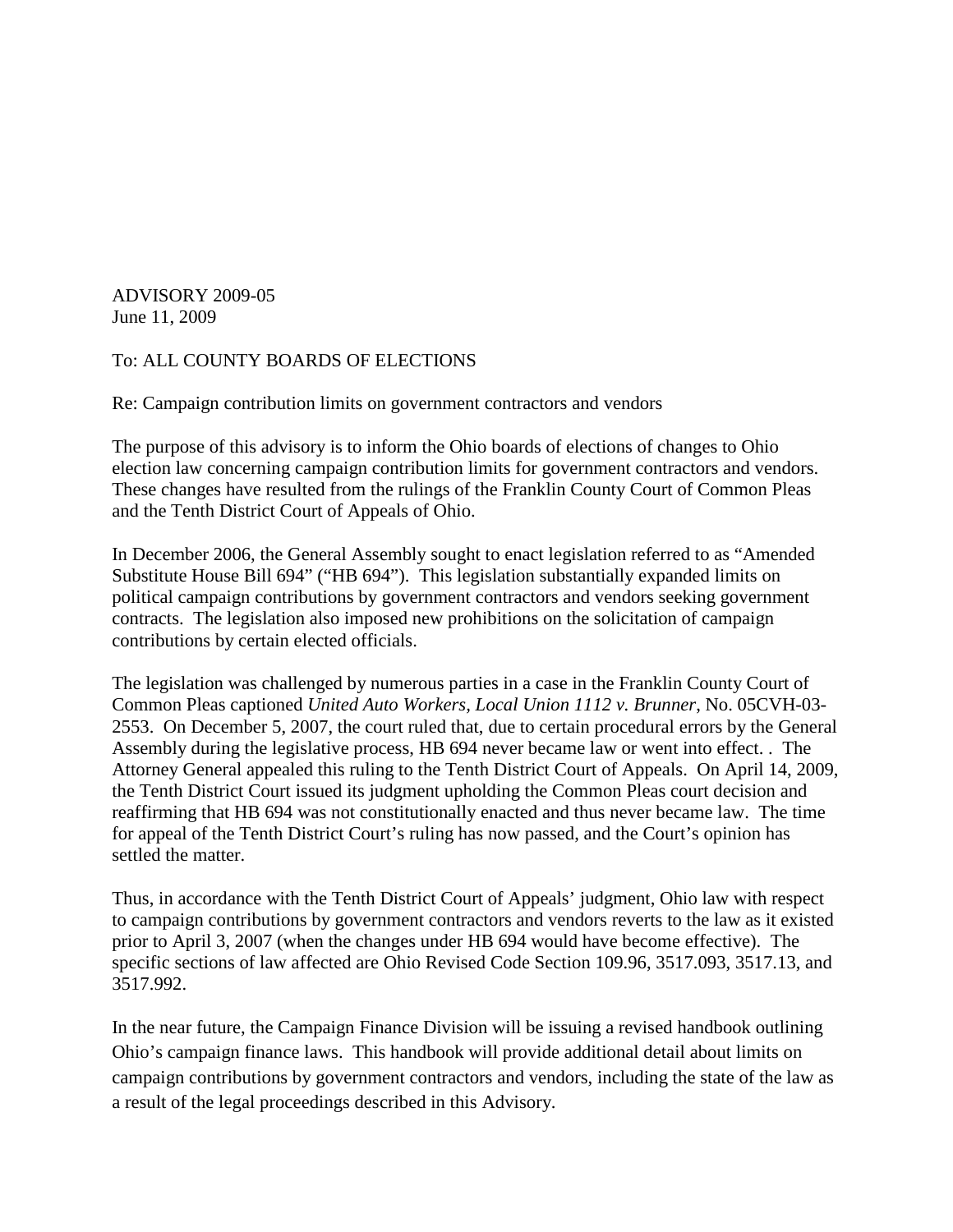ADVISORY 2009-05
June 11, 2009

To: ALL COUNTY BOARDS OF ELECTIONS

Re: Campaign contribution limits on government contractors and vendors

The purpose of this advisory is to inform the Ohio boards of elections of changes to Ohio election law concerning campaign contribution limits for government contractors and vendors. These changes have resulted from the rulings of the Franklin County Court of Common Pleas and the Tenth District Court of Appeals of Ohio.

In December 2006, the General Assembly sought to enact legislation referred to as "Amended Substitute House Bill 694" ("HB 694"). This legislation substantially expanded limits on political campaign contributions by government contractors and vendors seeking government contracts. The legislation also imposed new prohibitions on the solicitation of campaign contributions by certain elected officials.

The legislation was challenged by numerous parties in a case in the Franklin County Court of Common Pleas captioned *United Auto Workers, Local Union 1112 v. Brunner*, No. 05CVH-03-2553. On December 5, 2007, the court ruled that, due to certain procedural errors by the General Assembly during the legislative process, HB 694 never became law or went into effect. . The Attorney General appealed this ruling to the Tenth District Court of Appeals. On April 14, 2009, the Tenth District Court issued its judgment upholding the Common Pleas court decision and reaffirming that HB 694 was not constitutionally enacted and thus never became law. The time for appeal of the Tenth District Court's ruling has now passed, and the Court's opinion has settled the matter.

Thus, in accordance with the Tenth District Court of Appeals' judgment, Ohio law with respect to campaign contributions by government contractors and vendors reverts to the law as it existed prior to April 3, 2007 (when the changes under HB 694 would have become effective). The specific sections of law affected are Ohio Revised Code Section 109.96, 3517.093, 3517.13, and 3517.992.

In the near future, the Campaign Finance Division will be issuing a revised handbook outlining Ohio's campaign finance laws. This handbook will provide additional detail about limits on campaign contributions by government contractors and vendors, including the state of the law as a result of the legal proceedings described in this Advisory.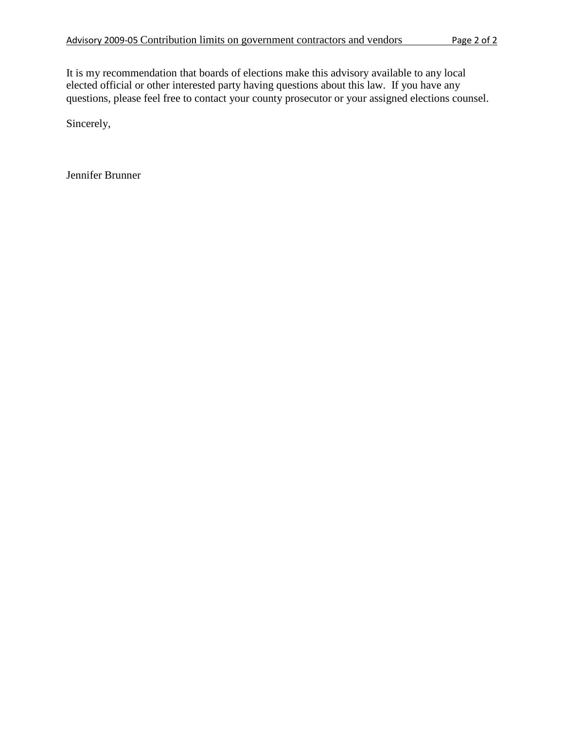It is my recommendation that boards of elections make this advisory available to any local elected official or other interested party having questions about this law. If you have any questions, please feel free to contact your county prosecutor or your assigned elections counsel.

Sincerely,

Jennifer Brunner